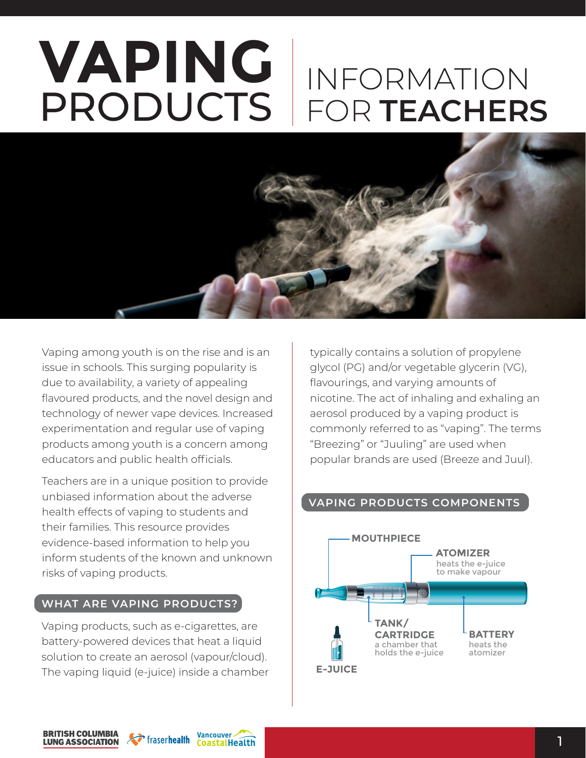# VAPING PRODUCTS | INFORMATION FOR TEACHERS

Vaping among youth is on the rise and is an issue in schools. This surging popularity is due to availability, a variety of appealing flavoured products, and the novel design and technology of newer vape devices. Increased experimentation and regular use of vaping products among youth is a concern among educators and public health officials.

Teachers are in a unique position to provide unbiased information about the adverse health effects of vaping to students and their families. This resource provides evidence-based information to help you inform students of the known and unknown risks of vaping products.

## WHAT ARE VAPING PRODUCTS?

Vaping products, such as e-cigarettes, are battery-powered devices that heat a liquid solution to create an aerosol (vapour/cloud). The vaping liquid (e-juice) inside a chamber typically contains a solution of propylene glycol (PG) and/or vegetable glycerin (VG), flavourings, and varying amounts of nicotine. The act of inhaling and exhaling an aerosol produced by a vaping product is commonly referred to as "vaping". The terms "Breezing" or "Juuling" are used when popular brands are used (Breeze and Juul).

## VAPING PRODUCTS COMPONENTS

- **MOUTHPIECE**
- **ATOMIZER** heats the e-juice to make vapour
- **TANK/ CARTRIDGE** a chamber that holds the e-juice
- **BATTERY** heats the atomizer
- **E-JUICE**

BRITISH COLUMBIA LUNG ASSOCIATION | fraserhealth | Vancouver CoastalHealth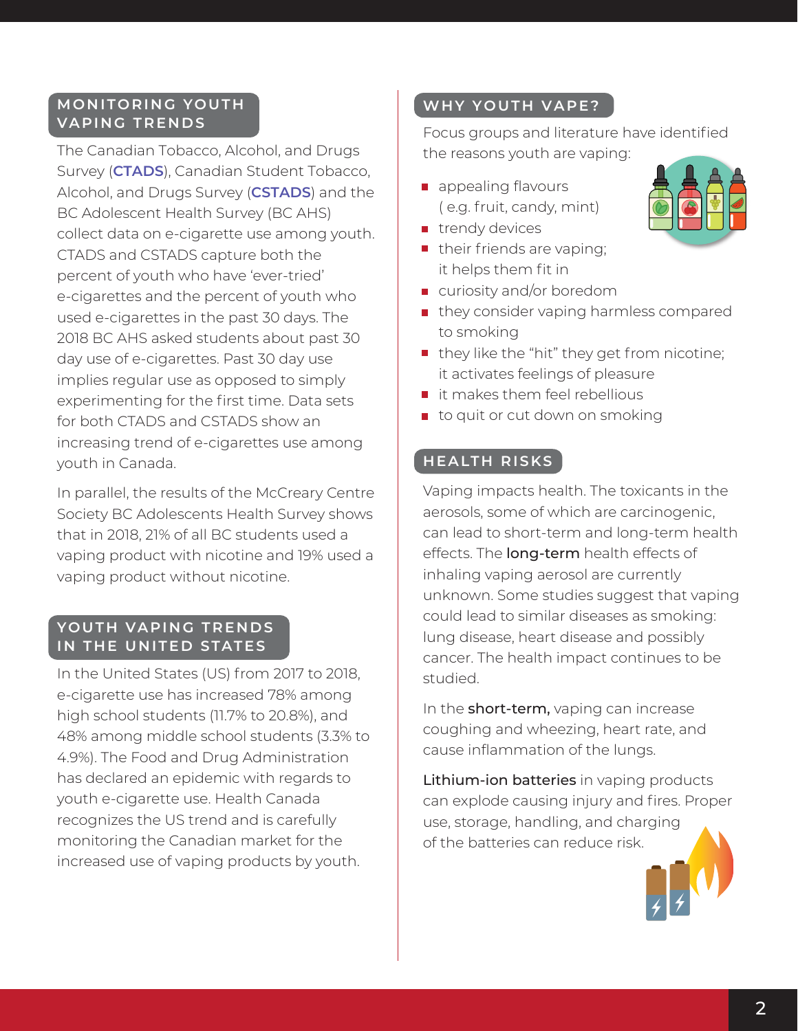## MONITORING YOUTH VAPING TRENDS

The Canadian Tobacco, Alcohol, and Drugs Survey (**CTADS**), Canadian Student Tobacco, Alcohol, and Drugs Survey (**CSTADS**) and the BC Adolescent Health Survey (BC AHS) collect data on e-cigarette use among youth. CTADS and CSTADS capture both the percent of youth who have 'ever-tried' e-cigarettes and the percent of youth who used e-cigarettes in the past 30 days. The 2018 BC AHS asked students about past 30 day use of e-cigarettes. Past 30 day use implies regular use as opposed to simply experimenting for the first time. Data sets for both CTADS and CSTADS show an increasing trend of e-cigarettes use among youth in Canada.

In parallel, the results of the McCreary Centre Society BC Adolescents Health Survey shows that in 2018, 21% of all BC students used a vaping product with nicotine and 19% used a vaping product without nicotine.

## YOUTH VAPING TRENDS IN THE UNITED STATES

In the United States (US) from 2017 to 2018, e-cigarette use has increased 78% among high school students (11.7% to 20.8%), and 48% among middle school students (3.3% to 4.9%). The Food and Drug Administration has declared an epidemic with regards to youth e-cigarette use. Health Canada recognizes the US trend and is carefully monitoring the Canadian market for the increased use of vaping products by youth.

## WHY YOUTH VAPE?

Focus groups and literature have identified the reasons youth are vaping:

- appealing flavours ( e.g. fruit, candy, mint)
- trendy devices
- their friends are vaping; it helps them fit in
- curiosity and/or boredom
- they consider vaping harmless compared to smoking
- they like the "hit" they get from nicotine; it activates feelings of pleasure
- it makes them feel rebellious
- to quit or cut down on smoking

## HEALTH RISKS

Vaping impacts health. The toxicants in the aerosols, some of which are carcinogenic, can lead to short-term and long-term health effects. The **long-term** health effects of inhaling vaping aerosol are currently unknown. Some studies suggest that vaping could lead to similar diseases as smoking: lung disease, heart disease and possibly cancer. The health impact continues to be studied.

In the **short-term,** vaping can increase coughing and wheezing, heart rate, and cause inflammation of the lungs.

**Lithium-ion batteries** in vaping products can explode causing injury and fires. Proper use, storage, handling, and charging of the batteries can reduce risk.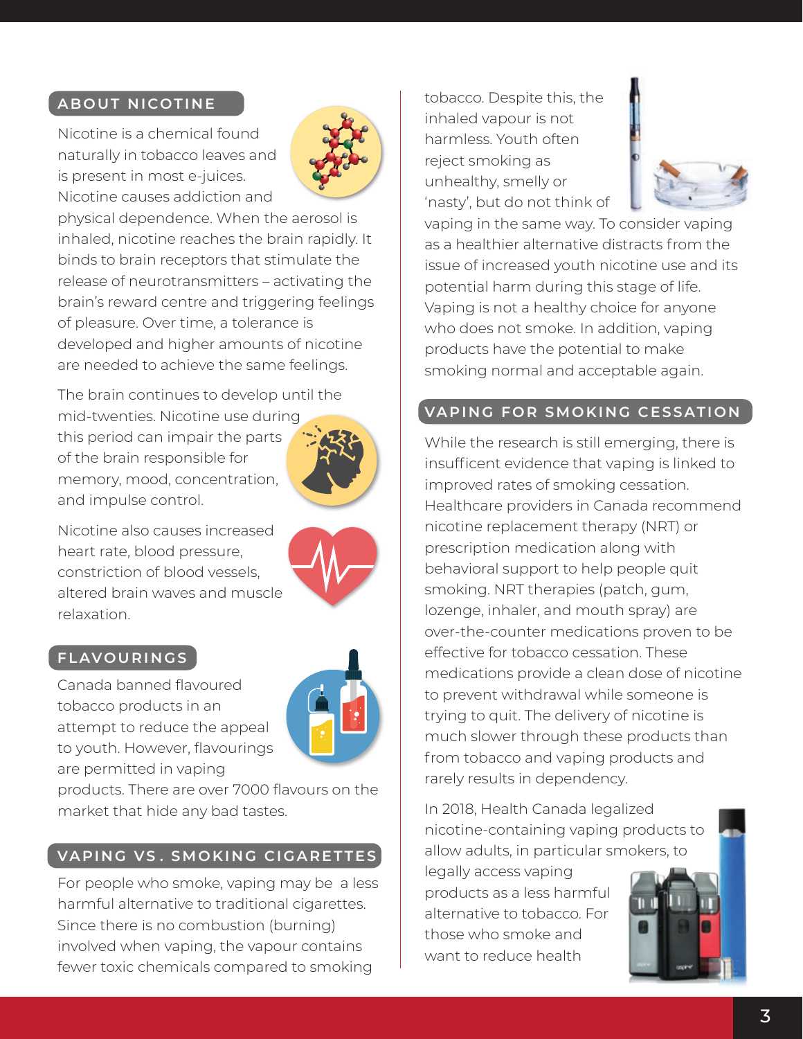## ABOUT NICOTINE

Nicotine is a chemical found naturally in tobacco leaves and is present in most e-juices. Nicotine causes addiction and physical dependence. When the aerosol is inhaled, nicotine reaches the brain rapidly. It binds to brain receptors that stimulate the release of neurotransmitters – activating the brain's reward centre and triggering feelings of pleasure. Over time, a tolerance is developed and higher amounts of nicotine are needed to achieve the same feelings.

The brain continues to develop until the mid-twenties. Nicotine use during this period can impair the parts of the brain responsible for memory, mood, concentration, and impulse control.

Nicotine also causes increased heart rate, blood pressure, constriction of blood vessels, altered brain waves and muscle relaxation.

## FLAVOURINGS

Canada banned flavoured tobacco products in an attempt to reduce the appeal to youth. However, flavourings are permitted in vaping products. There are over 7000 flavours on the market that hide any bad tastes.

## VAPING VS. SMOKING CIGARETTES

For people who smoke, vaping may be a less harmful alternative to traditional cigarettes. Since there is no combustion (burning) involved when vaping, the vapour contains fewer toxic chemicals compared to smoking tobacco. Despite this, the inhaled vapour is not harmless. Youth often reject smoking as unhealthy, smelly or 'nasty', but do not think of vaping in the same way. To consider vaping as a healthier alternative distracts from the issue of increased youth nicotine use and its potential harm during this stage of life. Vaping is not a healthy choice for anyone who does not smoke. In addition, vaping products have the potential to make smoking normal and acceptable again.

## VAPING FOR SMOKING CESSATION

While the research is still emerging, there is insuffcent evidence that vaping is linked to improved rates of smoking cessation. Healthcare providers in Canada recommend nicotine replacement therapy (NRT) or prescription medication along with behavioral support to help people quit smoking. NRT therapies (patch, gum, lozenge, inhaler, and mouth spray) are over-the-counter medications proven to be effective for tobacco cessation. These medications provide a clean dose of nicotine to prevent withdrawal while someone is trying to quit. The delivery of nicotine is much slower through these products than from tobacco and vaping products and rarely results in dependency.

In 2018, Health Canada legalized nicotine-containing vaping products to allow adults, in particular smokers, to legally access vaping products as a less harmful alternative to tobacco. For those who smoke and want to reduce health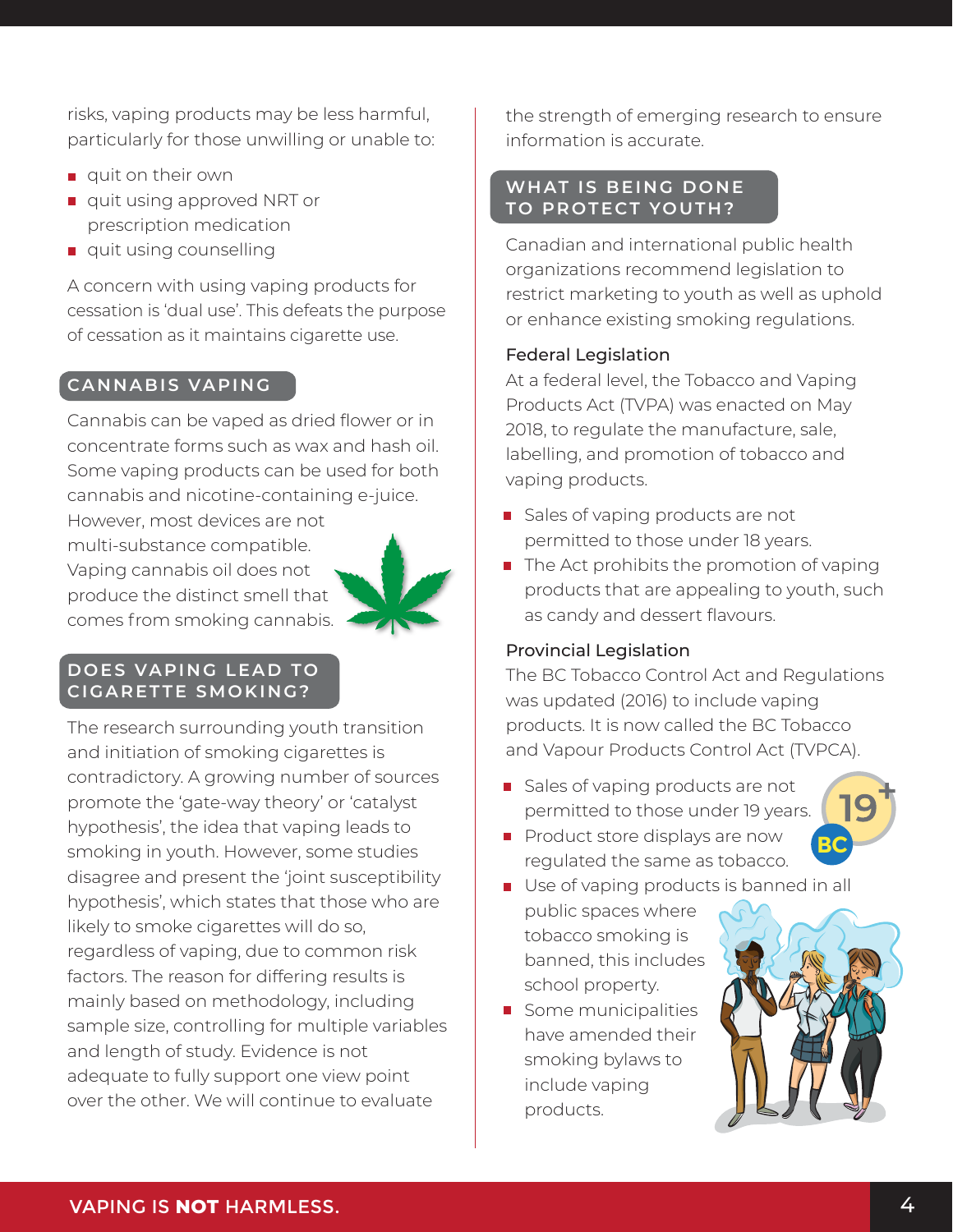risks, vaping products may be less harmful, particularly for those unwilling or unable to:

- quit on their own
- quit using approved NRT or prescription medication
- quit using counselling

A concern with using vaping products for cessation is 'dual use'. This defeats the purpose of cessation as it maintains cigarette use.

## CANNABIS VAPING

Cannabis can be vaped as dried flower or in concentrate forms such as wax and hash oil. Some vaping products can be used for both cannabis and nicotine-containing e-juice. However, most devices are not multi-substance compatible. Vaping cannabis oil does not produce the distinct smell that comes from smoking cannabis.

## DOES VAPING LEAD TO CIGARETTE SMOKING?

The research surrounding youth transition and initiation of smoking cigarettes is contradictory. A growing number of sources promote the 'gate-way theory' or 'catalyst hypothesis', the idea that vaping leads to smoking in youth. However, some studies disagree and present the 'joint susceptibility hypothesis', which states that those who are likely to smoke cigarettes will do so, regardless of vaping, due to common risk factors. The reason for differing results is mainly based on methodology, including sample size, controlling for multiple variables and length of study. Evidence is not adequate to fully support one view point over the other. We will continue to evaluate the strength of emerging research to ensure information is accurate.

## WHAT IS BEING DONE TO PROTECT YOUTH?

Canadian and international public health organizations recommend legislation to restrict marketing to youth as well as uphold or enhance existing smoking regulations.

### Federal Legislation

At a federal level, the Tobacco and Vaping Products Act (TVPA) was enacted on May 2018, to regulate the manufacture, sale, labelling, and promotion of tobacco and vaping products.

- Sales of vaping products are not permitted to those under 18 years.
- The Act prohibits the promotion of vaping products that are appealing to youth, such as candy and dessert flavours.

### Provincial Legislation

The BC Tobacco Control Act and Regulations was updated (2016) to include vaping products. It is now called the BC Tobacco and Vapour Products Control Act (TVPCA).

- Sales of vaping products are not permitted to those under 19 years.
- Product store displays are now regulated the same as tobacco.
- Use of vaping products is banned in all public spaces where tobacco smoking is banned, this includes school property.
- Some municipalities have amended their smoking bylaws to include vaping products.